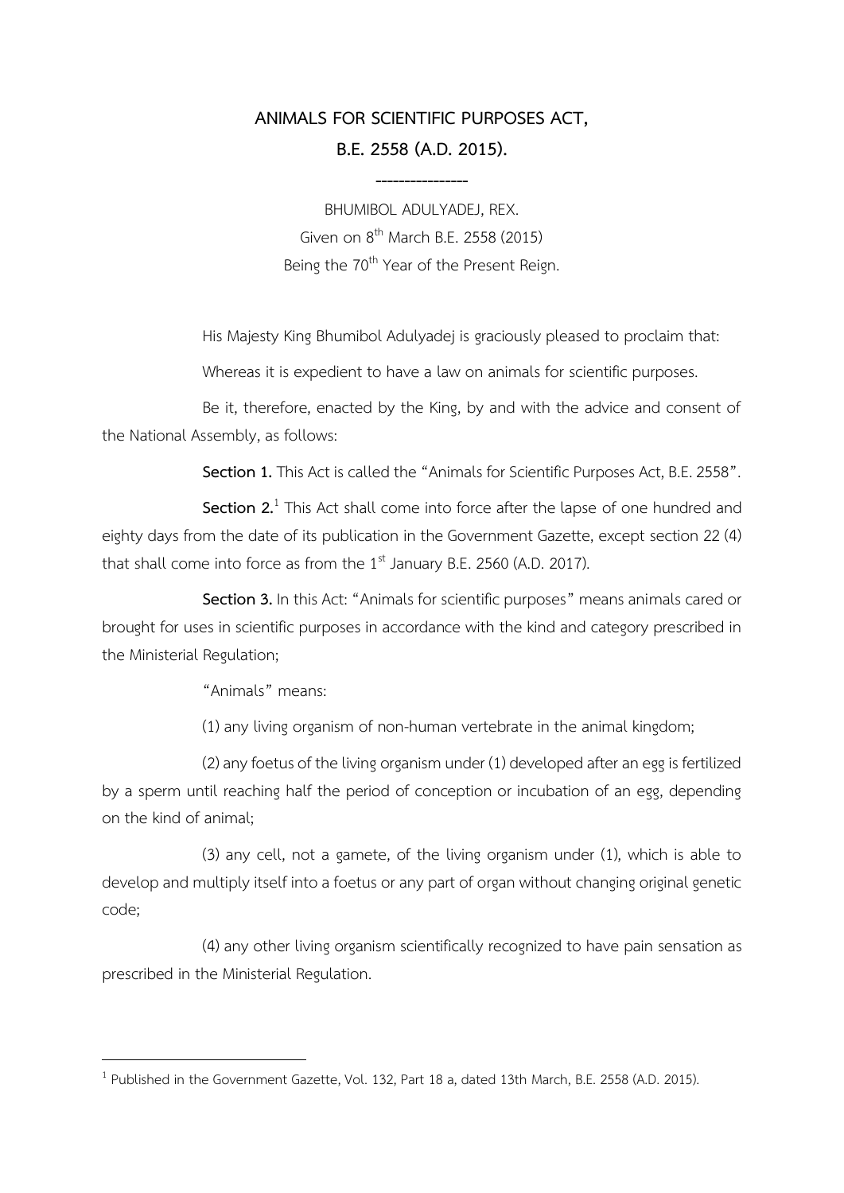# ANIMALS FOR SCIENTIFIC PURPOSES ACT,
# B.E. 2558 (A.D. 2015).

----------------

BHUMIBOL ADULYADEJ, REX.
Given on 8th March B.E. 2558 (2015)
Being the 70th Year of the Present Reign.

His Majesty King Bhumibol Adulyadej is graciously pleased to proclaim that:

Whereas it is expedient to have a law on animals for scientific purposes.

Be it, therefore, enacted by the King, by and with the advice and consent of the National Assembly, as follows:

**Section 1.** This Act is called the "Animals for Scientific Purposes Act, B.E. 2558".

**Section 2.**[1] This Act shall come into force after the lapse of one hundred and eighty days from the date of its publication in the Government Gazette, except section 22 (4) that shall come into force as from the 1st January B.E. 2560 (A.D. 2017).

**Section 3.** In this Act: "Animals for scientific purposes" means animals cared or brought for uses in scientific purposes in accordance with the kind and category prescribed in the Ministerial Regulation;

"Animals" means:

(1) any living organism of non-human vertebrate in the animal kingdom;

(2) any foetus of the living organism under (1) developed after an egg is fertilized by a sperm until reaching half the period of conception or incubation of an egg, depending on the kind of animal;

(3) any cell, not a gamete, of the living organism under (1), which is able to develop and multiply itself into a foetus or any part of organ without changing original genetic code;

(4) any other living organism scientifically recognized to have pain sensation as prescribed in the Ministerial Regulation.

---

[1] Published in the Government Gazette, Vol. 132, Part 18 a, dated 13th March, B.E. 2558 (A.D. 2015).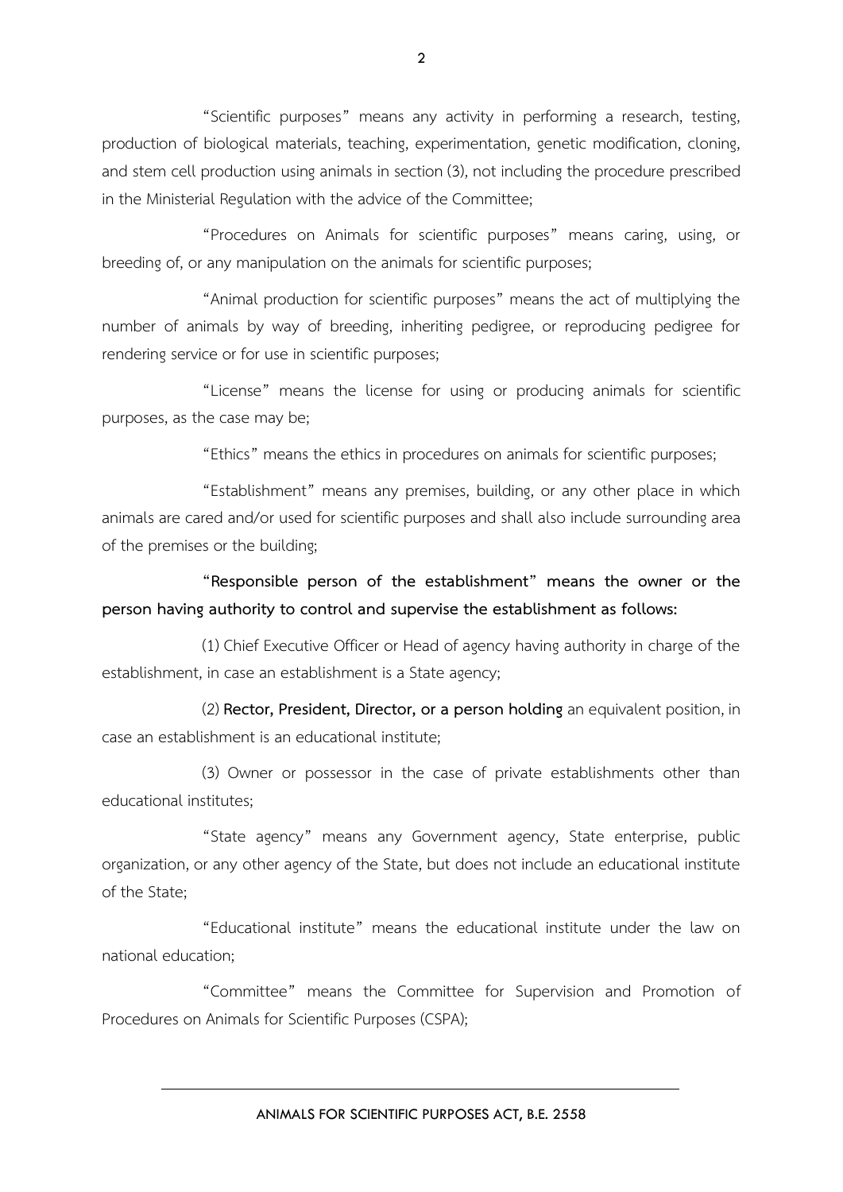"Scientific purposes" means any activity in performing a research, testing, production of biological materials, teaching, experimentation, genetic modification, cloning, and stem cell production using animals in section (3), not including the procedure prescribed in the Ministerial Regulation with the advice of the Committee;

"Procedures on Animals for scientific purposes" means caring, using, or breeding of, or any manipulation on the animals for scientific purposes;

"Animal production for scientific purposes" means the act of multiplying the number of animals by way of breeding, inheriting pedigree, or reproducing pedigree for rendering service or for use in scientific purposes;

"License" means the license for using or producing animals for scientific purposes, as the case may be;

"Ethics" means the ethics in procedures on animals for scientific purposes;

"Establishment" means any premises, building, or any other place in which animals are cared and/or used for scientific purposes and shall also include surrounding area of the premises or the building;

**"Responsible person of the establishment" means the owner or the person having authority to control and supervise the establishment as follows:**

(1) Chief Executive Officer or Head of agency having authority in charge of the establishment, in case an establishment is a State agency;

(2) **Rector, President, Director, or a person holding** an equivalent position, in case an establishment is an educational institute;

(3) Owner or possessor in the case of private establishments other than educational institutes;

"State agency" means any Government agency, State enterprise, public organization, or any other agency of the State, but does not include an educational institute of the State;

"Educational institute" means the educational institute under the law on national education;

"Committee" means the Committee for Supervision and Promotion of Procedures on Animals for Scientific Purposes (CSPA);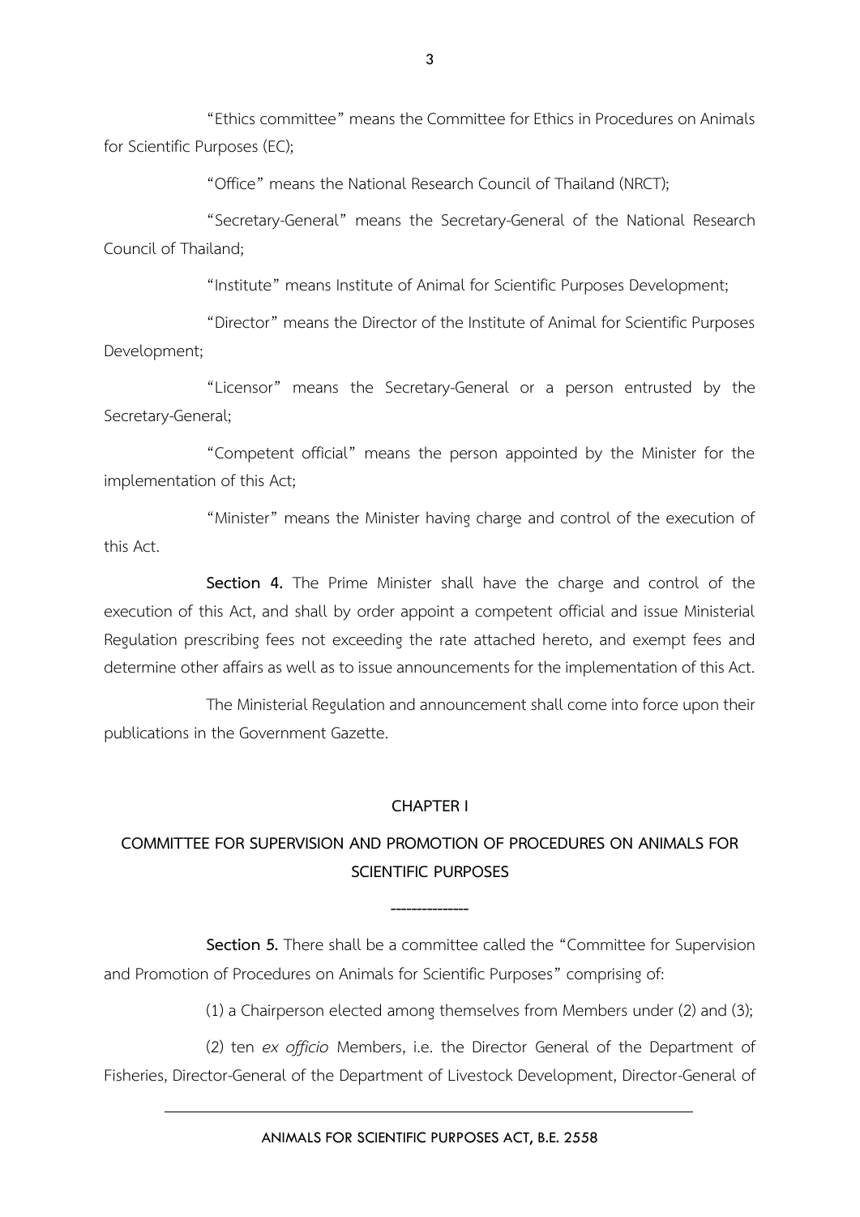"Ethics committee" means the Committee for Ethics in Procedures on Animals for Scientific Purposes (EC);

"Office" means the National Research Council of Thailand (NRCT);

"Secretary-General" means the Secretary-General of the National Research Council of Thailand;

"Institute" means Institute of Animal for Scientific Purposes Development;

"Director" means the Director of the Institute of Animal for Scientific Purposes Development;

"Licensor" means the Secretary-General or a person entrusted by the Secretary-General;

"Competent official" means the person appointed by the Minister for the implementation of this Act;

"Minister" means the Minister having charge and control of the execution of this Act.

**Section 4.** The Prime Minister shall have the charge and control of the execution of this Act, and shall by order appoint a competent official and issue Ministerial Regulation prescribing fees not exceeding the rate attached hereto, and exempt fees and determine other affairs as well as to issue announcements for the implementation of this Act.

The Ministerial Regulation and announcement shall come into force upon their publications in the Government Gazette.

## CHAPTER I

## COMMITTEE FOR SUPERVISION AND PROMOTION OF PROCEDURES ON ANIMALS FOR SCIENTIFIC PURPOSES

---------------

**Section 5.** There shall be a committee called the "Committee for Supervision and Promotion of Procedures on Animals for Scientific Purposes" comprising of:

(1) a Chairperson elected among themselves from Members under (2) and (3);

(2) ten *ex officio* Members, i.e. the Director General of the Department of Fisheries, Director-General of the Department of Livestock Development, Director-General of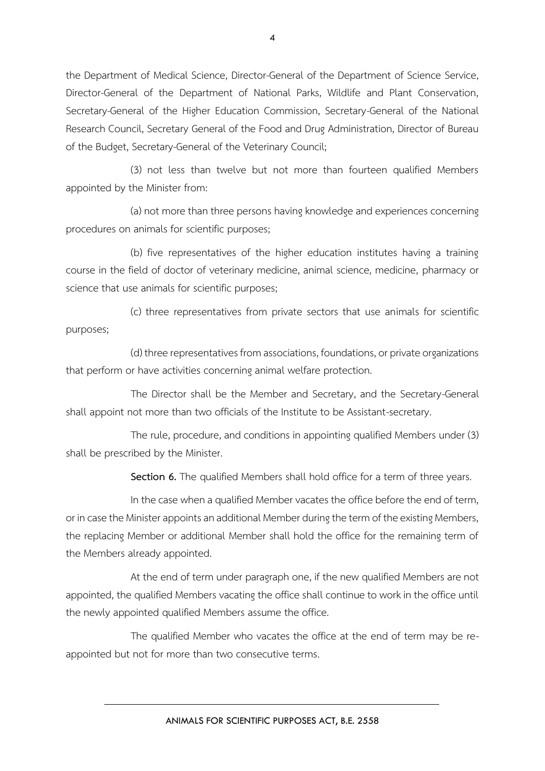the Department of Medical Science, Director-General of the Department of Science Service, Director-General of the Department of National Parks, Wildlife and Plant Conservation, Secretary-General of the Higher Education Commission, Secretary-General of the National Research Council, Secretary General of the Food and Drug Administration, Director of Bureau of the Budget, Secretary-General of the Veterinary Council;

(3) not less than twelve but not more than fourteen qualified Members appointed by the Minister from:

(a) not more than three persons having knowledge and experiences concerning procedures on animals for scientific purposes;

(b) five representatives of the higher education institutes having a training course in the field of doctor of veterinary medicine, animal science, medicine, pharmacy or science that use animals for scientific purposes;

(c) three representatives from private sectors that use animals for scientific purposes;

(d) three representatives from associations, foundations, or private organizations that perform or have activities concerning animal welfare protection.

The Director shall be the Member and Secretary, and the Secretary-General shall appoint not more than two officials of the Institute to be Assistant-secretary.

The rule, procedure, and conditions in appointing qualified Members under (3) shall be prescribed by the Minister.

**Section 6.** The qualified Members shall hold office for a term of three years.

In the case when a qualified Member vacates the office before the end of term, or in case the Minister appoints an additional Member during the term of the existing Members, the replacing Member or additional Member shall hold the office for the remaining term of the Members already appointed.

At the end of term under paragraph one, if the new qualified Members are not appointed, the qualified Members vacating the office shall continue to work in the office until the newly appointed qualified Members assume the office.

The qualified Member who vacates the office at the end of term may be re-appointed but not for more than two consecutive terms.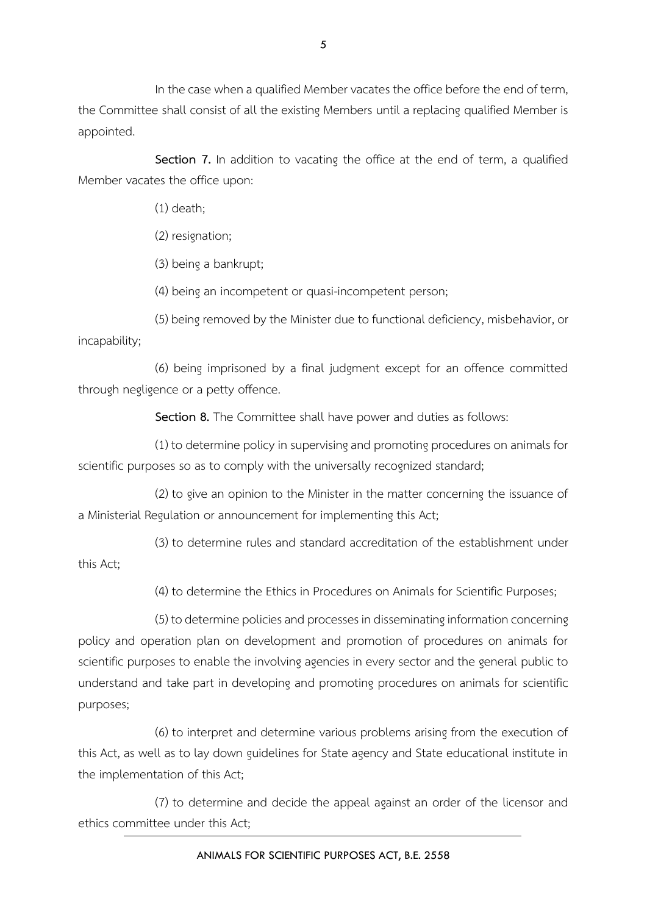In the case when a qualified Member vacates the office before the end of term, the Committee shall consist of all the existing Members until a replacing qualified Member is appointed.

**Section 7.** In addition to vacating the office at the end of term, a qualified Member vacates the office upon:

(1) death;

(2) resignation;

(3) being a bankrupt;

(4) being an incompetent or quasi-incompetent person;

(5) being removed by the Minister due to functional deficiency, misbehavior, or incapability;

(6) being imprisoned by a final judgment except for an offence committed through negligence or a petty offence.

**Section 8.** The Committee shall have power and duties as follows:

(1) to determine policy in supervising and promoting procedures on animals for scientific purposes so as to comply with the universally recognized standard;

(2) to give an opinion to the Minister in the matter concerning the issuance of a Ministerial Regulation or announcement for implementing this Act;

(3) to determine rules and standard accreditation of the establishment under this Act;

(4) to determine the Ethics in Procedures on Animals for Scientific Purposes;

(5) to determine policies and processes in disseminating information concerning policy and operation plan on development and promotion of procedures on animals for scientific purposes to enable the involving agencies in every sector and the general public to understand and take part in developing and promoting procedures on animals for scientific purposes;

(6) to interpret and determine various problems arising from the execution of this Act, as well as to lay down guidelines for State agency and State educational institute in the implementation of this Act;

(7) to determine and decide the appeal against an order of the licensor and ethics committee under this Act;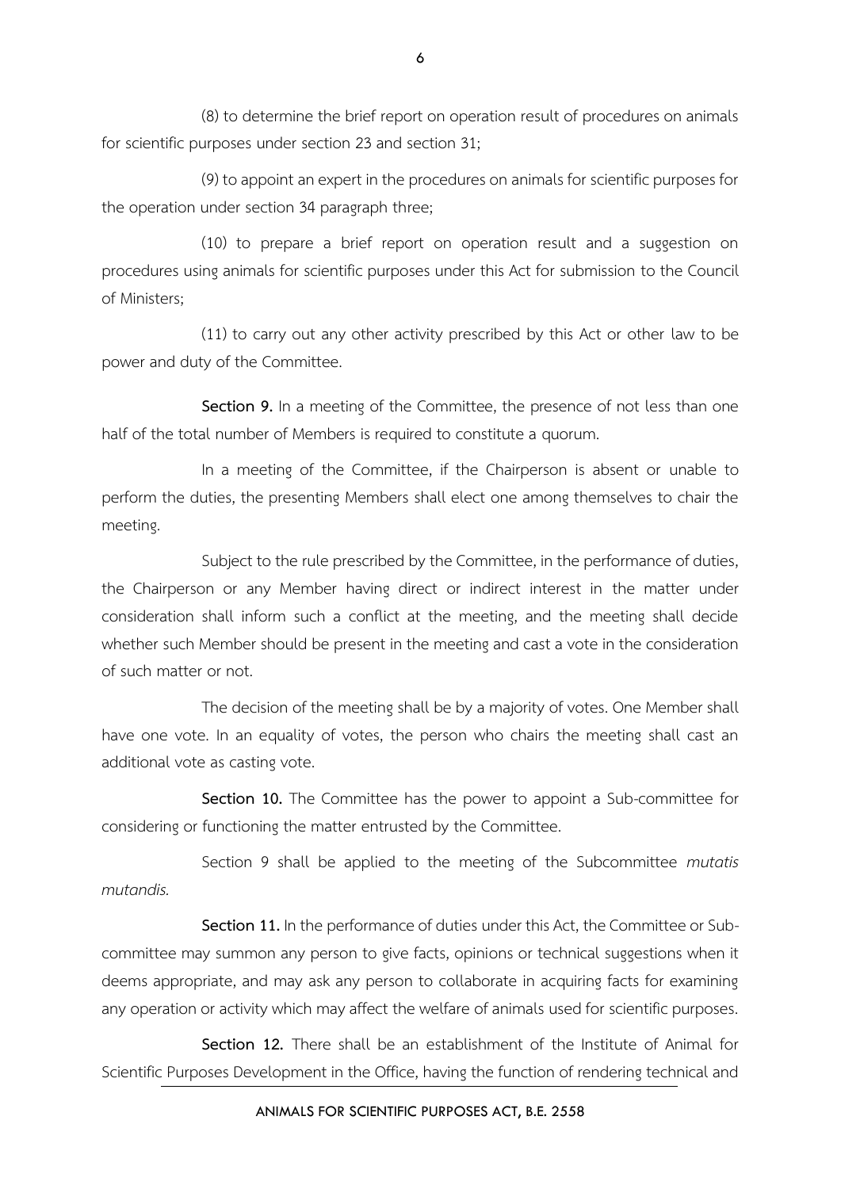(8) to determine the brief report on operation result of procedures on animals for scientific purposes under section 23 and section 31;

(9) to appoint an expert in the procedures on animals for scientific purposes for the operation under section 34 paragraph three;

(10) to prepare a brief report on operation result and a suggestion on procedures using animals for scientific purposes under this Act for submission to the Council of Ministers;

(11) to carry out any other activity prescribed by this Act or other law to be power and duty of the Committee.

**Section 9.** In a meeting of the Committee, the presence of not less than one half of the total number of Members is required to constitute a quorum.

In a meeting of the Committee, if the Chairperson is absent or unable to perform the duties, the presenting Members shall elect one among themselves to chair the meeting.

Subject to the rule prescribed by the Committee, in the performance of duties, the Chairperson or any Member having direct or indirect interest in the matter under consideration shall inform such a conflict at the meeting, and the meeting shall decide whether such Member should be present in the meeting and cast a vote in the consideration of such matter or not.

The decision of the meeting shall be by a majority of votes. One Member shall have one vote. In an equality of votes, the person who chairs the meeting shall cast an additional vote as casting vote.

**Section 10.** The Committee has the power to appoint a Sub-committee for considering or functioning the matter entrusted by the Committee.

Section 9 shall be applied to the meeting of the Subcommittee *mutatis mutandis.*

**Section 11.** In the performance of duties under this Act, the Committee or Sub-committee may summon any person to give facts, opinions or technical suggestions when it deems appropriate, and may ask any person to collaborate in acquiring facts for examining any operation or activity which may affect the welfare of animals used for scientific purposes.

**Section 12.** There shall be an establishment of the Institute of Animal for Scientific Purposes Development in the Office, having the function of rendering technical and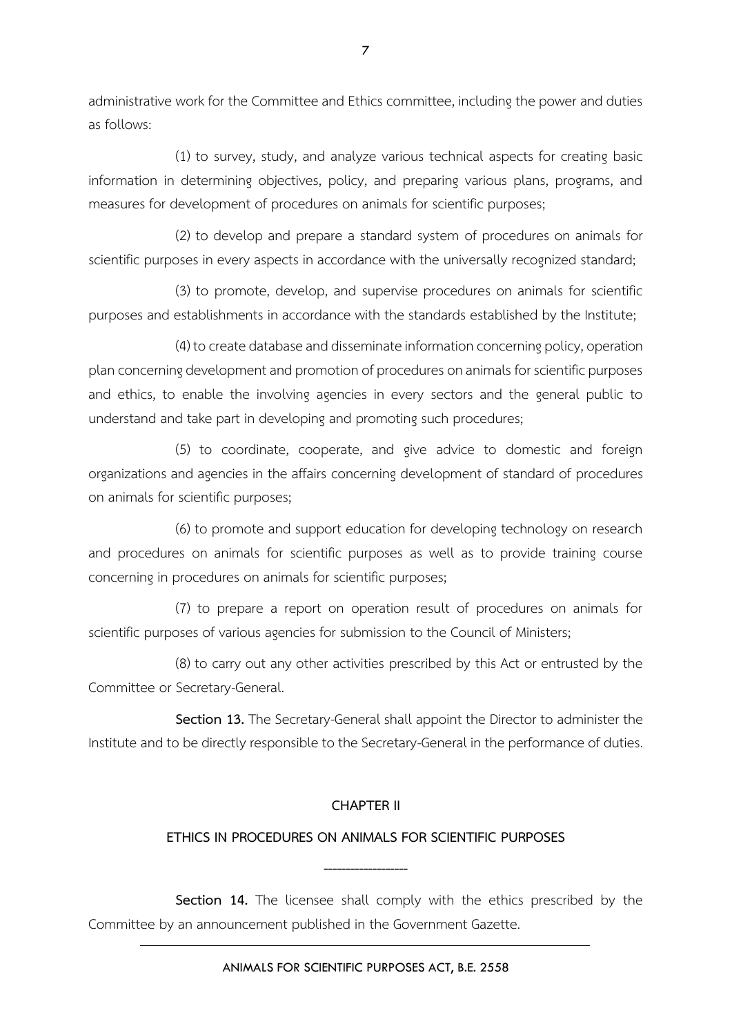administrative work for the Committee and Ethics committee, including the power and duties as follows:

(1) to survey, study, and analyze various technical aspects for creating basic information in determining objectives, policy, and preparing various plans, programs, and measures for development of procedures on animals for scientific purposes;

(2) to develop and prepare a standard system of procedures on animals for scientific purposes in every aspects in accordance with the universally recognized standard;

(3) to promote, develop, and supervise procedures on animals for scientific purposes and establishments in accordance with the standards established by the Institute;

(4) to create database and disseminate information concerning policy, operation plan concerning development and promotion of procedures on animals for scientific purposes and ethics, to enable the involving agencies in every sectors and the general public to understand and take part in developing and promoting such procedures;

(5) to coordinate, cooperate, and give advice to domestic and foreign organizations and agencies in the affairs concerning development of standard of procedures on animals for scientific purposes;

(6) to promote and support education for developing technology on research and procedures on animals for scientific purposes as well as to provide training course concerning in procedures on animals for scientific purposes;

(7) to prepare a report on operation result of procedures on animals for scientific purposes of various agencies for submission to the Council of Ministers;

(8) to carry out any other activities prescribed by this Act or entrusted by the Committee or Secretary-General.

**Section 13.** The Secretary-General shall appoint the Director to administer the Institute and to be directly responsible to the Secretary-General in the performance of duties.

## CHAPTER II

## ETHICS IN PROCEDURES ON ANIMALS FOR SCIENTIFIC PURPOSES

-----------------

**Section 14.** The licensee shall comply with the ethics prescribed by the Committee by an announcement published in the Government Gazette.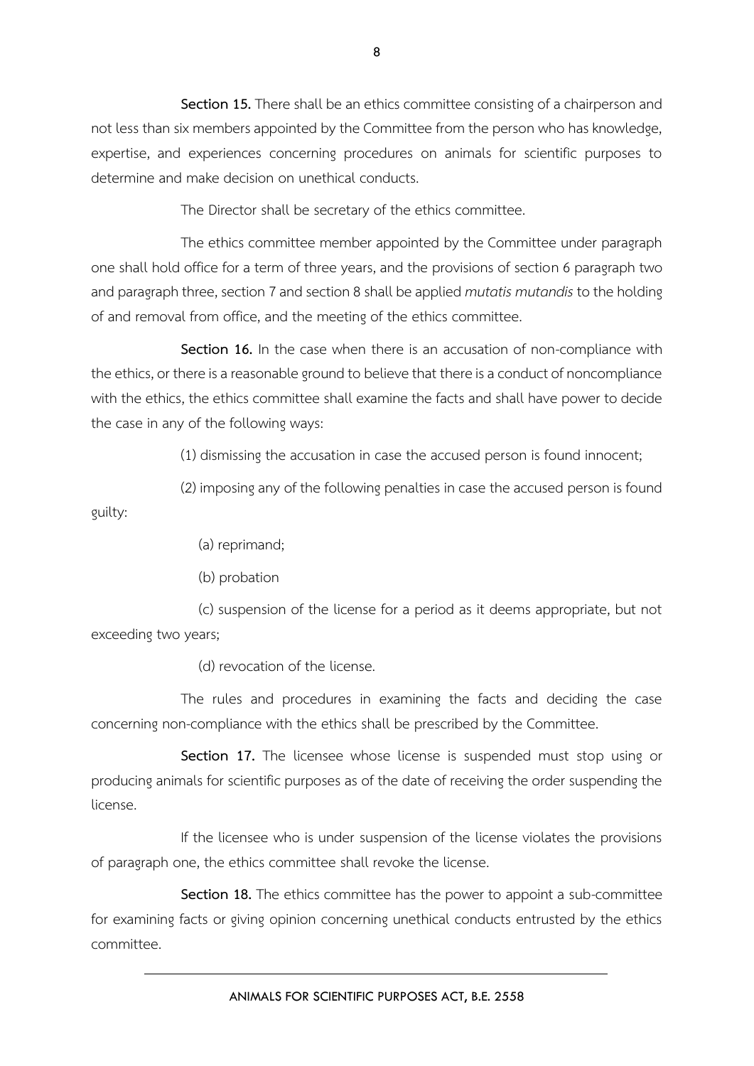**Section 15.** There shall be an ethics committee consisting of a chairperson and not less than six members appointed by the Committee from the person who has knowledge, expertise, and experiences concerning procedures on animals for scientific purposes to determine and make decision on unethical conducts.

The Director shall be secretary of the ethics committee.

The ethics committee member appointed by the Committee under paragraph one shall hold office for a term of three years, and the provisions of section 6 paragraph two and paragraph three, section 7 and section 8 shall be applied *mutatis mutandis* to the holding of and removal from office, and the meeting of the ethics committee.

**Section 16.** In the case when there is an accusation of non-compliance with the ethics, or there is a reasonable ground to believe that there is a conduct of noncompliance with the ethics, the ethics committee shall examine the facts and shall have power to decide the case in any of the following ways:

(1) dismissing the accusation in case the accused person is found innocent;

(2) imposing any of the following penalties in case the accused person is found guilty:

(a) reprimand;

(b) probation

(c) suspension of the license for a period as it deems appropriate, but not exceeding two years;

(d) revocation of the license.

The rules and procedures in examining the facts and deciding the case concerning non-compliance with the ethics shall be prescribed by the Committee.

**Section 17.** The licensee whose license is suspended must stop using or producing animals for scientific purposes as of the date of receiving the order suspending the license.

If the licensee who is under suspension of the license violates the provisions of paragraph one, the ethics committee shall revoke the license.

**Section 18.** The ethics committee has the power to appoint a sub-committee for examining facts or giving opinion concerning unethical conducts entrusted by the ethics committee.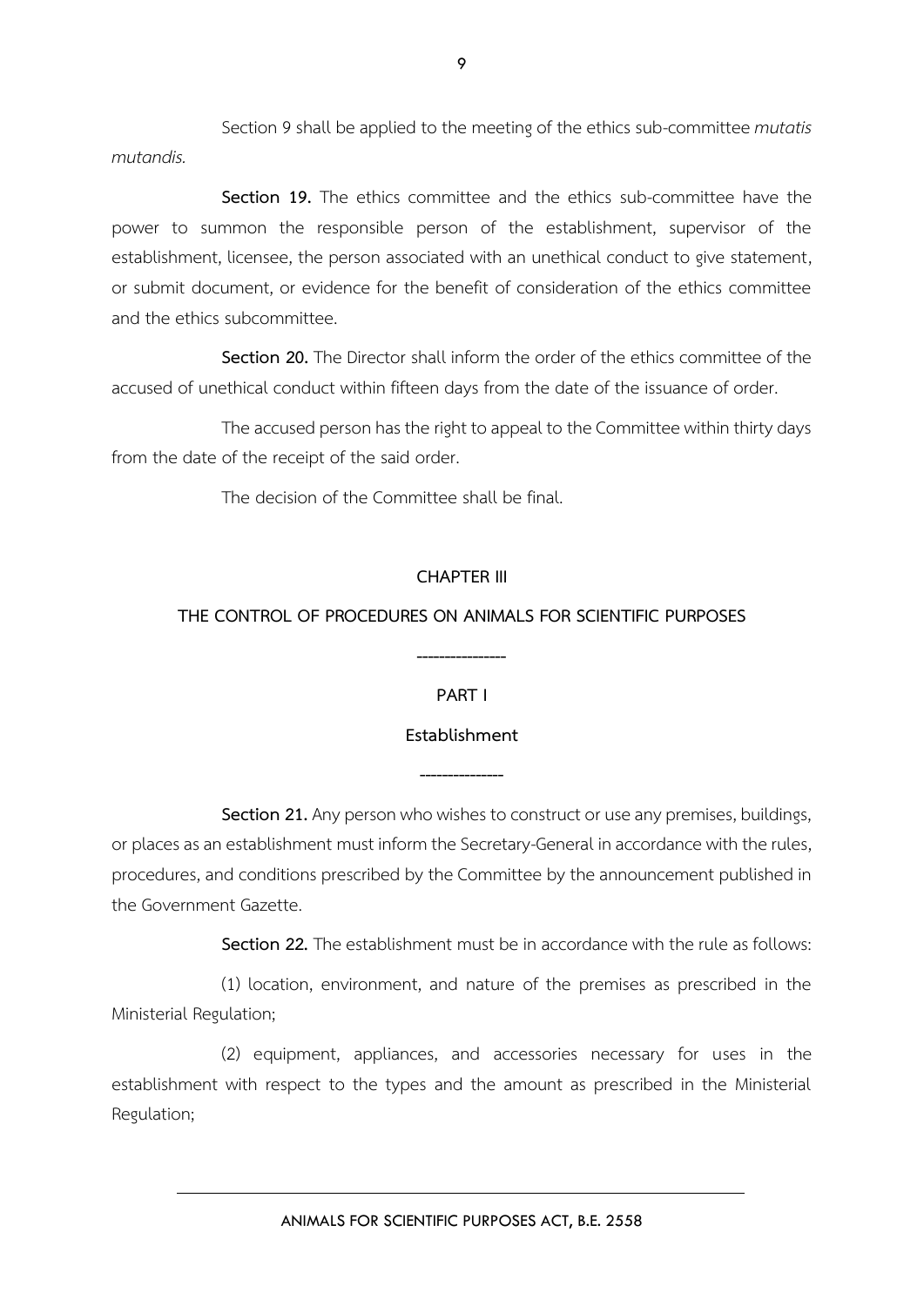Section 9 shall be applied to the meeting of the ethics sub-committee *mutatis mutandis.*

**Section 19.** The ethics committee and the ethics sub-committee have the power to summon the responsible person of the establishment, supervisor of the establishment, licensee, the person associated with an unethical conduct to give statement, or submit document, or evidence for the benefit of consideration of the ethics committee and the ethics subcommittee.

**Section 20.** The Director shall inform the order of the ethics committee of the accused of unethical conduct within fifteen days from the date of the issuance of order.

The accused person has the right to appeal to the Committee within thirty days from the date of the receipt of the said order.

The decision of the Committee shall be final.

## CHAPTER III

## THE CONTROL OF PROCEDURES ON ANIMALS FOR SCIENTIFIC PURPOSES

---------------

### PART I

### Establishment

--------------

**Section 21.** Any person who wishes to construct or use any premises, buildings, or places as an establishment must inform the Secretary-General in accordance with the rules, procedures, and conditions prescribed by the Committee by the announcement published in the Government Gazette.

**Section 22.** The establishment must be in accordance with the rule as follows:

(1) location, environment, and nature of the premises as prescribed in the Ministerial Regulation;

(2) equipment, appliances, and accessories necessary for uses in the establishment with respect to the types and the amount as prescribed in the Ministerial Regulation;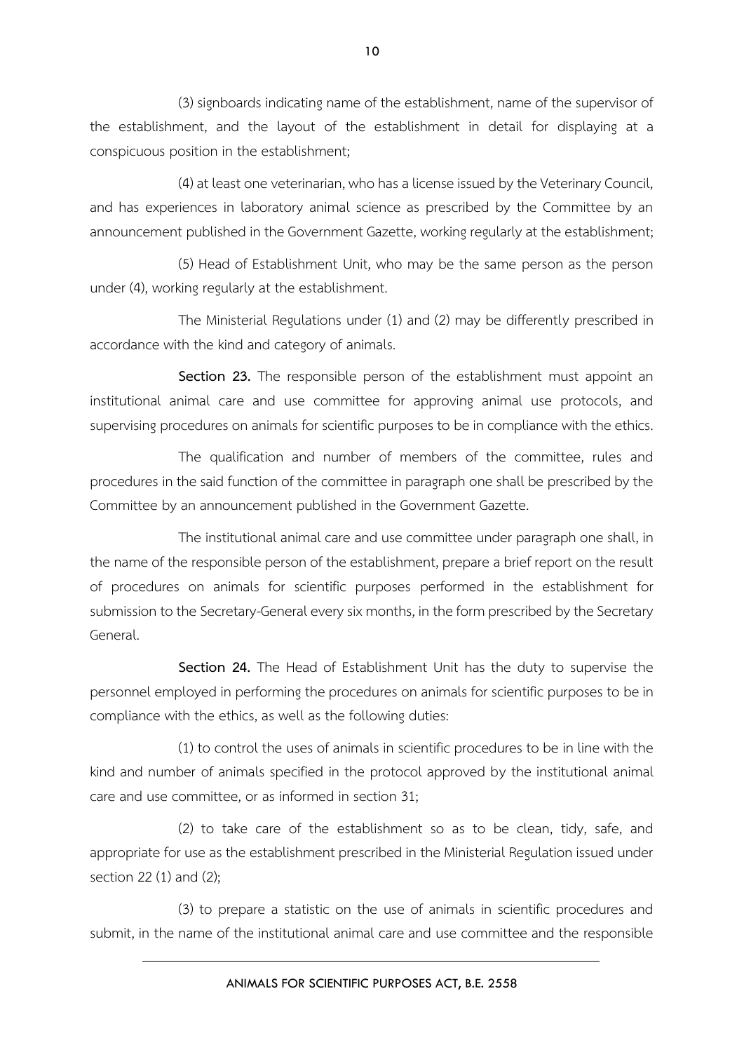(3) signboards indicating name of the establishment, name of the supervisor of the establishment, and the layout of the establishment in detail for displaying at a conspicuous position in the establishment;

(4) at least one veterinarian, who has a license issued by the Veterinary Council, and has experiences in laboratory animal science as prescribed by the Committee by an announcement published in the Government Gazette, working regularly at the establishment;

(5) Head of Establishment Unit, who may be the same person as the person under (4), working regularly at the establishment.

The Ministerial Regulations under (1) and (2) may be differently prescribed in accordance with the kind and category of animals.

**Section 23.** The responsible person of the establishment must appoint an institutional animal care and use committee for approving animal use protocols, and supervising procedures on animals for scientific purposes to be in compliance with the ethics.

The qualification and number of members of the committee, rules and procedures in the said function of the committee in paragraph one shall be prescribed by the Committee by an announcement published in the Government Gazette.

The institutional animal care and use committee under paragraph one shall, in the name of the responsible person of the establishment, prepare a brief report on the result of procedures on animals for scientific purposes performed in the establishment for submission to the Secretary-General every six months, in the form prescribed by the Secretary General.

**Section 24.** The Head of Establishment Unit has the duty to supervise the personnel employed in performing the procedures on animals for scientific purposes to be in compliance with the ethics, as well as the following duties:

(1) to control the uses of animals in scientific procedures to be in line with the kind and number of animals specified in the protocol approved by the institutional animal care and use committee, or as informed in section 31;

(2) to take care of the establishment so as to be clean, tidy, safe, and appropriate for use as the establishment prescribed in the Ministerial Regulation issued under section 22 (1) and (2);

(3) to prepare a statistic on the use of animals in scientific procedures and submit, in the name of the institutional animal care and use committee and the responsible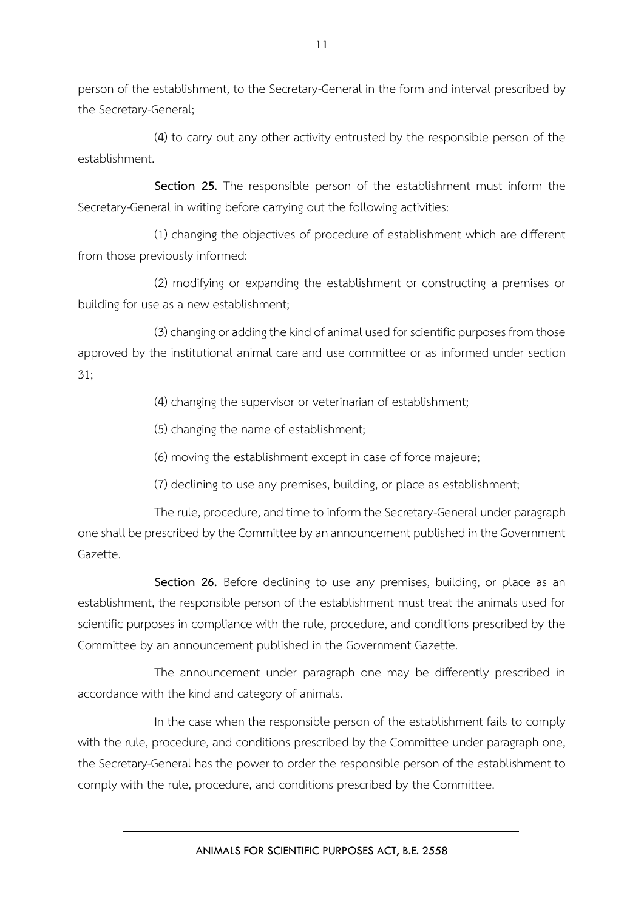person of the establishment, to the Secretary-General in the form and interval prescribed by the Secretary-General;

(4) to carry out any other activity entrusted by the responsible person of the establishment.

**Section 25.** The responsible person of the establishment must inform the Secretary-General in writing before carrying out the following activities:

(1) changing the objectives of procedure of establishment which are different from those previously informed:

(2) modifying or expanding the establishment or constructing a premises or building for use as a new establishment;

(3) changing or adding the kind of animal used for scientific purposes from those approved by the institutional animal care and use committee or as informed under section 31;

(4) changing the supervisor or veterinarian of establishment;

(5) changing the name of establishment;

(6) moving the establishment except in case of force majeure;

(7) declining to use any premises, building, or place as establishment;

The rule, procedure, and time to inform the Secretary-General under paragraph one shall be prescribed by the Committee by an announcement published in the Government Gazette.

**Section 26.** Before declining to use any premises, building, or place as an establishment, the responsible person of the establishment must treat the animals used for scientific purposes in compliance with the rule, procedure, and conditions prescribed by the Committee by an announcement published in the Government Gazette.

The announcement under paragraph one may be differently prescribed in accordance with the kind and category of animals.

In the case when the responsible person of the establishment fails to comply with the rule, procedure, and conditions prescribed by the Committee under paragraph one, the Secretary-General has the power to order the responsible person of the establishment to comply with the rule, procedure, and conditions prescribed by the Committee.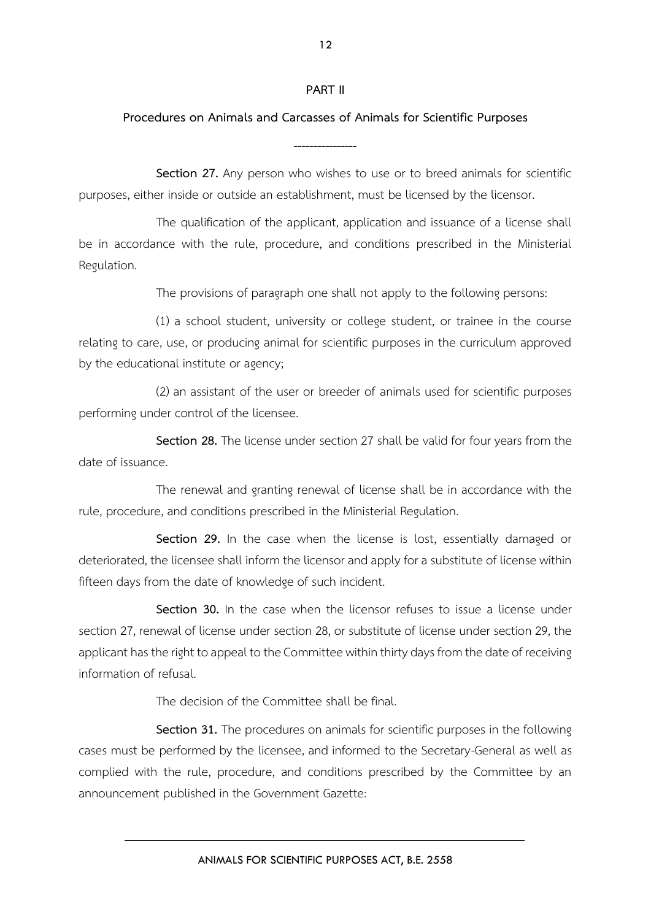## PART II

### Procedures on Animals and Carcasses of Animals for Scientific Purposes

---

**Section 27.** Any person who wishes to use or to breed animals for scientific purposes, either inside or outside an establishment, must be licensed by the licensor.

The qualification of the applicant, application and issuance of a license shall be in accordance with the rule, procedure, and conditions prescribed in the Ministerial Regulation.

The provisions of paragraph one shall not apply to the following persons:

(1) a school student, university or college student, or trainee in the course relating to care, use, or producing animal for scientific purposes in the curriculum approved by the educational institute or agency;

(2) an assistant of the user or breeder of animals used for scientific purposes performing under control of the licensee.

**Section 28.** The license under section 27 shall be valid for four years from the date of issuance.

The renewal and granting renewal of license shall be in accordance with the rule, procedure, and conditions prescribed in the Ministerial Regulation.

**Section 29.** In the case when the license is lost, essentially damaged or deteriorated, the licensee shall inform the licensor and apply for a substitute of license within fifteen days from the date of knowledge of such incident.

**Section 30.** In the case when the licensor refuses to issue a license under section 27, renewal of license under section 28, or substitute of license under section 29, the applicant has the right to appeal to the Committee within thirty days from the date of receiving information of refusal.

The decision of the Committee shall be final.

**Section 31.** The procedures on animals for scientific purposes in the following cases must be performed by the licensee, and informed to the Secretary-General as well as complied with the rule, procedure, and conditions prescribed by the Committee by an announcement published in the Government Gazette: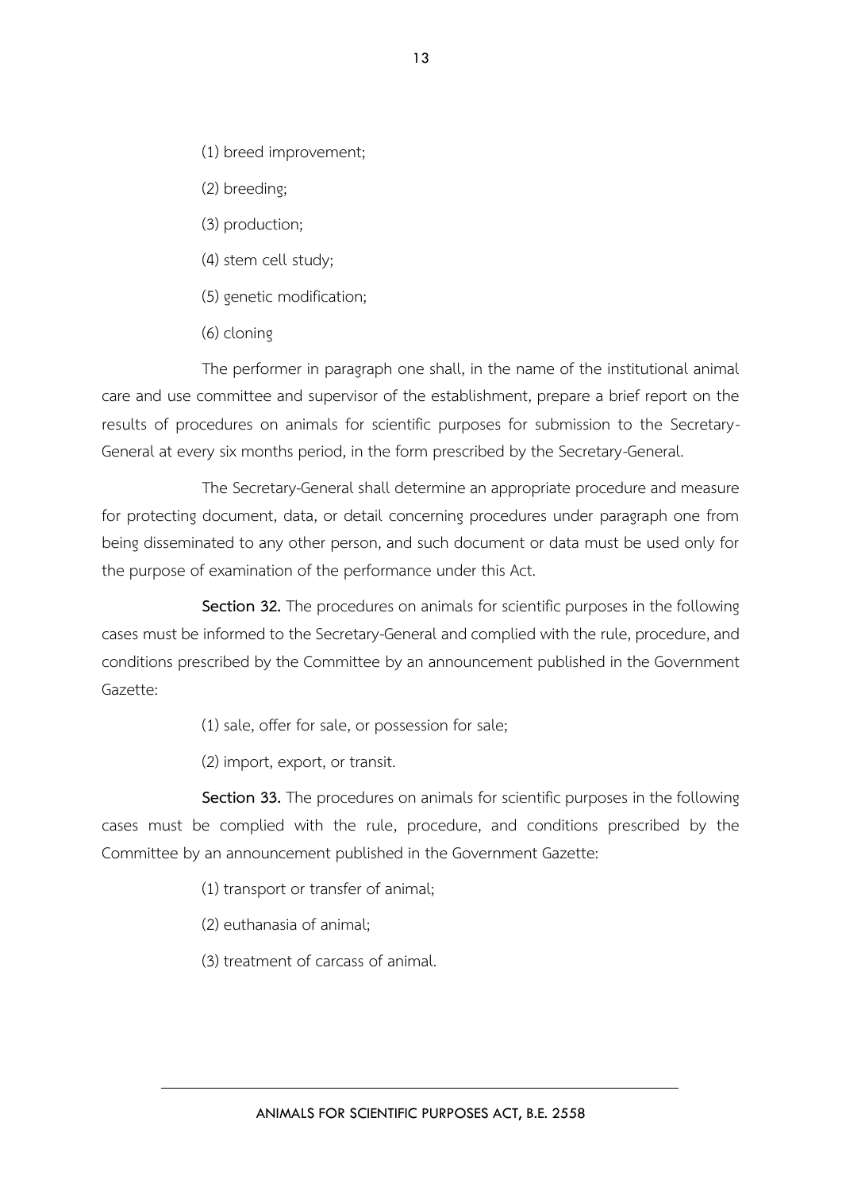(1) breed improvement;

(2) breeding;

(3) production;

(4) stem cell study;

(5) genetic modification;

(6) cloning

The performer in paragraph one shall, in the name of the institutional animal care and use committee and supervisor of the establishment, prepare a brief report on the results of procedures on animals for scientific purposes for submission to the Secretary-General at every six months period, in the form prescribed by the Secretary-General.

The Secretary-General shall determine an appropriate procedure and measure for protecting document, data, or detail concerning procedures under paragraph one from being disseminated to any other person, and such document or data must be used only for the purpose of examination of the performance under this Act.

**Section 32.** The procedures on animals for scientific purposes in the following cases must be informed to the Secretary-General and complied with the rule, procedure, and conditions prescribed by the Committee by an announcement published in the Government Gazette:

(1) sale, offer for sale, or possession for sale;

(2) import, export, or transit.

**Section 33.** The procedures on animals for scientific purposes in the following cases must be complied with the rule, procedure, and conditions prescribed by the Committee by an announcement published in the Government Gazette:

(1) transport or transfer of animal;

(2) euthanasia of animal;

(3) treatment of carcass of animal.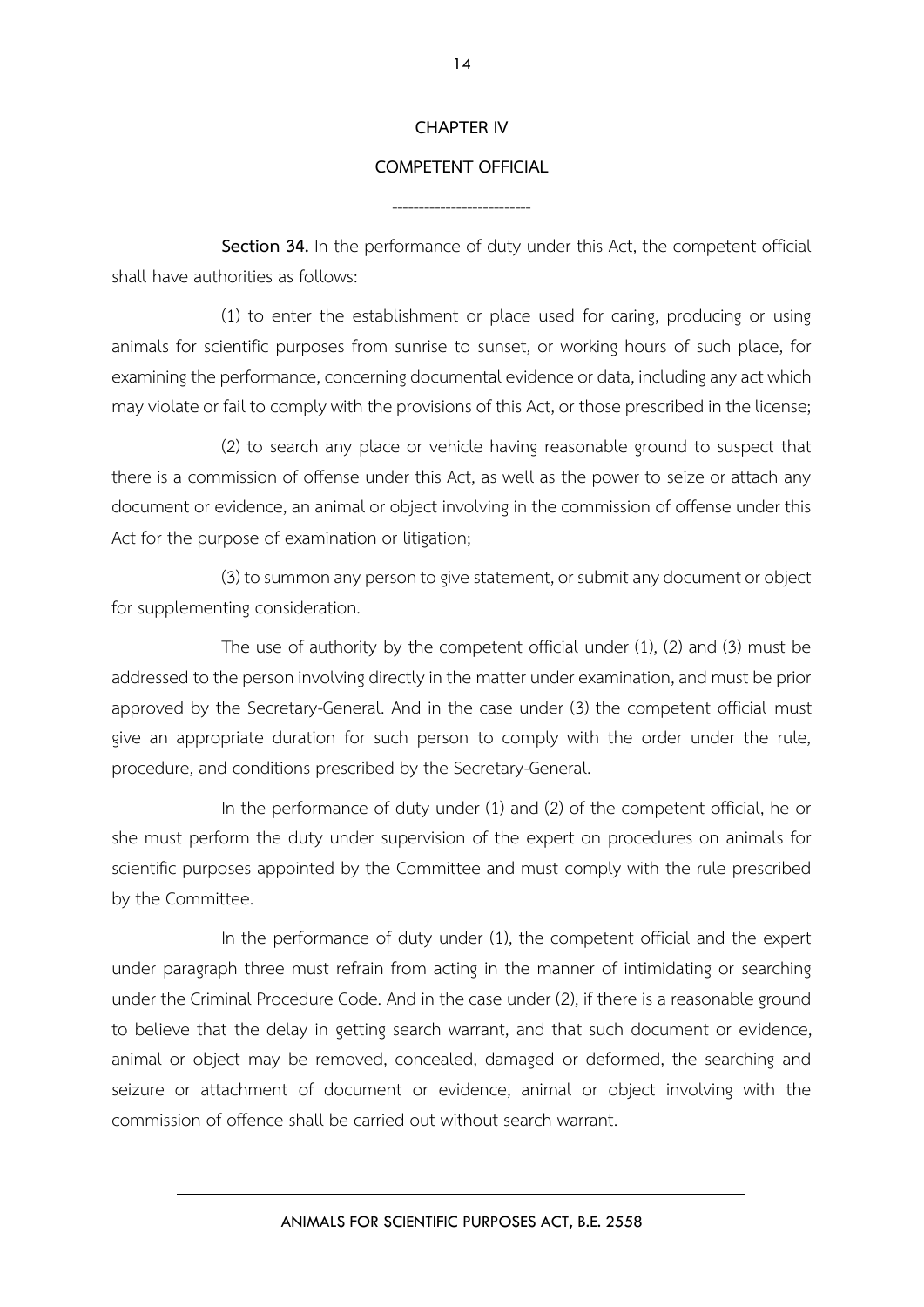# CHAPTER IV

## COMPETENT OFFICIAL

--------------------------

**Section 34.** In the performance of duty under this Act, the competent official shall have authorities as follows:

(1) to enter the establishment or place used for caring, producing or using animals for scientific purposes from sunrise to sunset, or working hours of such place, for examining the performance, concerning documental evidence or data, including any act which may violate or fail to comply with the provisions of this Act, or those prescribed in the license;

(2) to search any place or vehicle having reasonable ground to suspect that there is a commission of offense under this Act, as well as the power to seize or attach any document or evidence, an animal or object involving in the commission of offense under this Act for the purpose of examination or litigation;

(3) to summon any person to give statement, or submit any document or object for supplementing consideration.

The use of authority by the competent official under (1), (2) and (3) must be addressed to the person involving directly in the matter under examination, and must be prior approved by the Secretary-General. And in the case under (3) the competent official must give an appropriate duration for such person to comply with the order under the rule, procedure, and conditions prescribed by the Secretary-General.

In the performance of duty under (1) and (2) of the competent official, he or she must perform the duty under supervision of the expert on procedures on animals for scientific purposes appointed by the Committee and must comply with the rule prescribed by the Committee.

In the performance of duty under (1), the competent official and the expert under paragraph three must refrain from acting in the manner of intimidating or searching under the Criminal Procedure Code. And in the case under (2), if there is a reasonable ground to believe that the delay in getting search warrant, and that such document or evidence, animal or object may be removed, concealed, damaged or deformed, the searching and seizure or attachment of document or evidence, animal or object involving with the commission of offence shall be carried out without search warrant.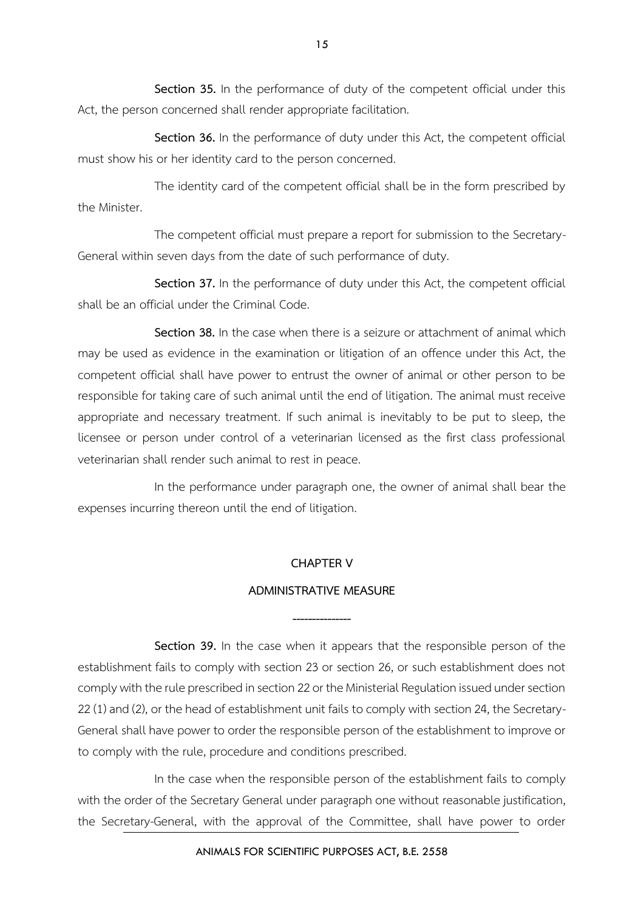**Section 35.** In the performance of duty of the competent official under this Act, the person concerned shall render appropriate facilitation.

**Section 36.** In the performance of duty under this Act, the competent official must show his or her identity card to the person concerned.

The identity card of the competent official shall be in the form prescribed by the Minister.

The competent official must prepare a report for submission to the Secretary-General within seven days from the date of such performance of duty.

**Section 37.** In the performance of duty under this Act, the competent official shall be an official under the Criminal Code.

**Section 38.** In the case when there is a seizure or attachment of animal which may be used as evidence in the examination or litigation of an offence under this Act, the competent official shall have power to entrust the owner of animal or other person to be responsible for taking care of such animal until the end of litigation. The animal must receive appropriate and necessary treatment. If such animal is inevitably to be put to sleep, the licensee or person under control of a veterinarian licensed as the first class professional veterinarian shall render such animal to rest in peace.

In the performance under paragraph one, the owner of animal shall bear the expenses incurring thereon until the end of litigation.

## CHAPTER V

## ADMINISTRATIVE MEASURE

---

**Section 39.** In the case when it appears that the responsible person of the establishment fails to comply with section 23 or section 26, or such establishment does not comply with the rule prescribed in section 22 or the Ministerial Regulation issued under section 22 (1) and (2), or the head of establishment unit fails to comply with section 24, the Secretary-General shall have power to order the responsible person of the establishment to improve or to comply with the rule, procedure and conditions prescribed.

In the case when the responsible person of the establishment fails to comply with the order of the Secretary General under paragraph one without reasonable justification, the Secretary-General, with the approval of the Committee, shall have power to order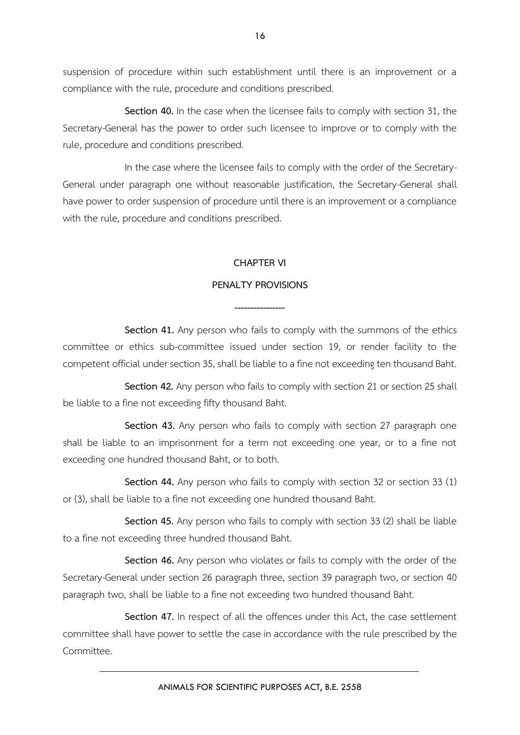suspension of procedure within such establishment until there is an improvement or a compliance with the rule, procedure and conditions prescribed.

**Section 40.** In the case when the licensee fails to comply with section 31, the Secretary-General has the power to order such licensee to improve or to comply with the rule, procedure and conditions prescribed.

In the case where the licensee fails to comply with the order of the Secretary-General under paragraph one without reasonable justification, the Secretary-General shall have power to order suspension of procedure until there is an improvement or a compliance with the rule, procedure and conditions prescribed.

## CHAPTER VI

## PENALTY PROVISIONS

---------------

**Section 41.** Any person who fails to comply with the summons of the ethics committee or ethics sub-committee issued under section 19, or render facility to the competent official under section 35, shall be liable to a fine not exceeding ten thousand Baht.

**Section 42.** Any person who fails to comply with section 21 or section 25 shall be liable to a fine not exceeding fifty thousand Baht.

**Section 43.** Any person who fails to comply with section 27 paragraph one shall be liable to an imprisonment for a term not exceeding one year, or to a fine not exceeding one hundred thousand Baht, or to both.

**Section 44.** Any person who fails to comply with section 32 or section 33 (1) or (3), shall be liable to a fine not exceeding one hundred thousand Baht.

**Section 45.** Any person who fails to comply with section 33 (2) shall be liable to a fine not exceeding three hundred thousand Baht.

**Section 46.** Any person who violates or fails to comply with the order of the Secretary-General under section 26 paragraph three, section 39 paragraph two, or section 40 paragraph two, shall be liable to a fine not exceeding two hundred thousand Baht.

**Section 47.** In respect of all the offences under this Act, the case settlement committee shall have power to settle the case in accordance with the rule prescribed by the Committee.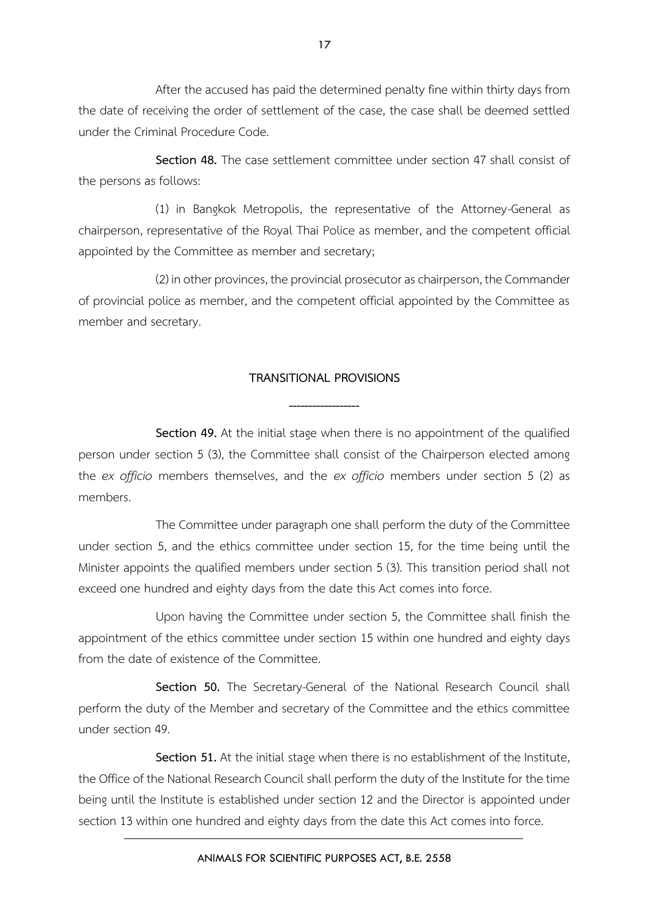After the accused has paid the determined penalty fine within thirty days from the date of receiving the order of settlement of the case, the case shall be deemed settled under the Criminal Procedure Code.

**Section 48.** The case settlement committee under section 47 shall consist of the persons as follows:

(1) in Bangkok Metropolis, the representative of the Attorney-General as chairperson, representative of the Royal Thai Police as member, and the competent official appointed by the Committee as member and secretary;

(2) in other provinces, the provincial prosecutor as chairperson, the Commander of provincial police as member, and the competent official appointed by the Committee as member and secretary.

## TRANSITIONAL PROVISIONS

------------------

**Section 49.** At the initial stage when there is no appointment of the qualified person under section 5 (3), the Committee shall consist of the Chairperson elected among the *ex officio* members themselves, and the *ex officio* members under section 5 (2) as members.

The Committee under paragraph one shall perform the duty of the Committee under section 5, and the ethics committee under section 15, for the time being until the Minister appoints the qualified members under section 5 (3). This transition period shall not exceed one hundred and eighty days from the date this Act comes into force.

Upon having the Committee under section 5, the Committee shall finish the appointment of the ethics committee under section 15 within one hundred and eighty days from the date of existence of the Committee.

**Section 50.** The Secretary-General of the National Research Council shall perform the duty of the Member and secretary of the Committee and the ethics committee under section 49.

**Section 51.** At the initial stage when there is no establishment of the Institute, the Office of the National Research Council shall perform the duty of the Institute for the time being until the Institute is established under section 12 and the Director is appointed under section 13 within one hundred and eighty days from the date this Act comes into force.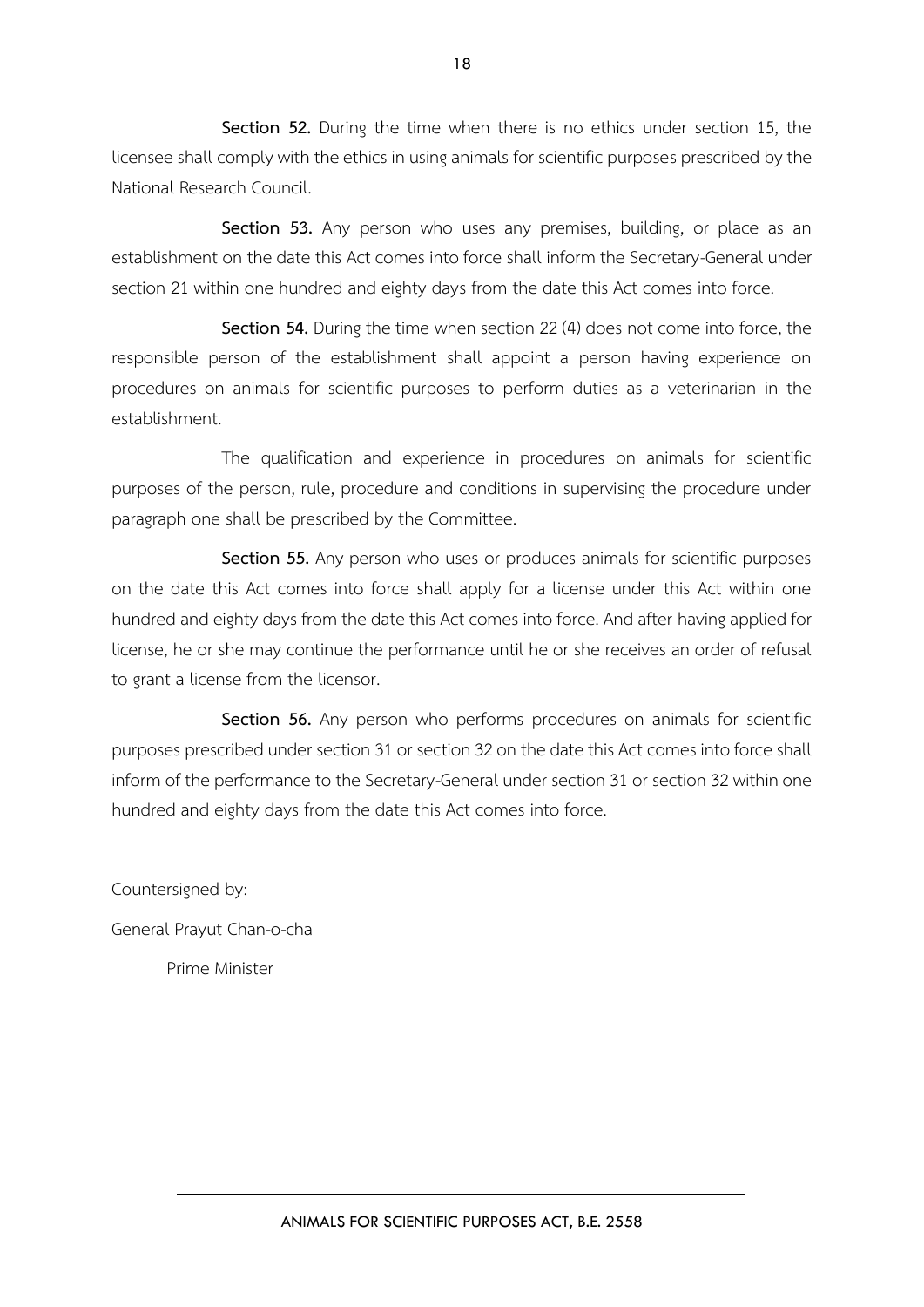**Section 52.** During the time when there is no ethics under section 15, the licensee shall comply with the ethics in using animals for scientific purposes prescribed by the National Research Council.

**Section 53.** Any person who uses any premises, building, or place as an establishment on the date this Act comes into force shall inform the Secretary-General under section 21 within one hundred and eighty days from the date this Act comes into force.

**Section 54.** During the time when section 22 (4) does not come into force, the responsible person of the establishment shall appoint a person having experience on procedures on animals for scientific purposes to perform duties as a veterinarian in the establishment.

The qualification and experience in procedures on animals for scientific purposes of the person, rule, procedure and conditions in supervising the procedure under paragraph one shall be prescribed by the Committee.

**Section 55.** Any person who uses or produces animals for scientific purposes on the date this Act comes into force shall apply for a license under this Act within one hundred and eighty days from the date this Act comes into force. And after having applied for license, he or she may continue the performance until he or she receives an order of refusal to grant a license from the licensor.

**Section 56.** Any person who performs procedures on animals for scientific purposes prescribed under section 31 or section 32 on the date this Act comes into force shall inform of the performance to the Secretary-General under section 31 or section 32 within one hundred and eighty days from the date this Act comes into force.

Countersigned by:

General Prayut Chan-o-cha

Prime Minister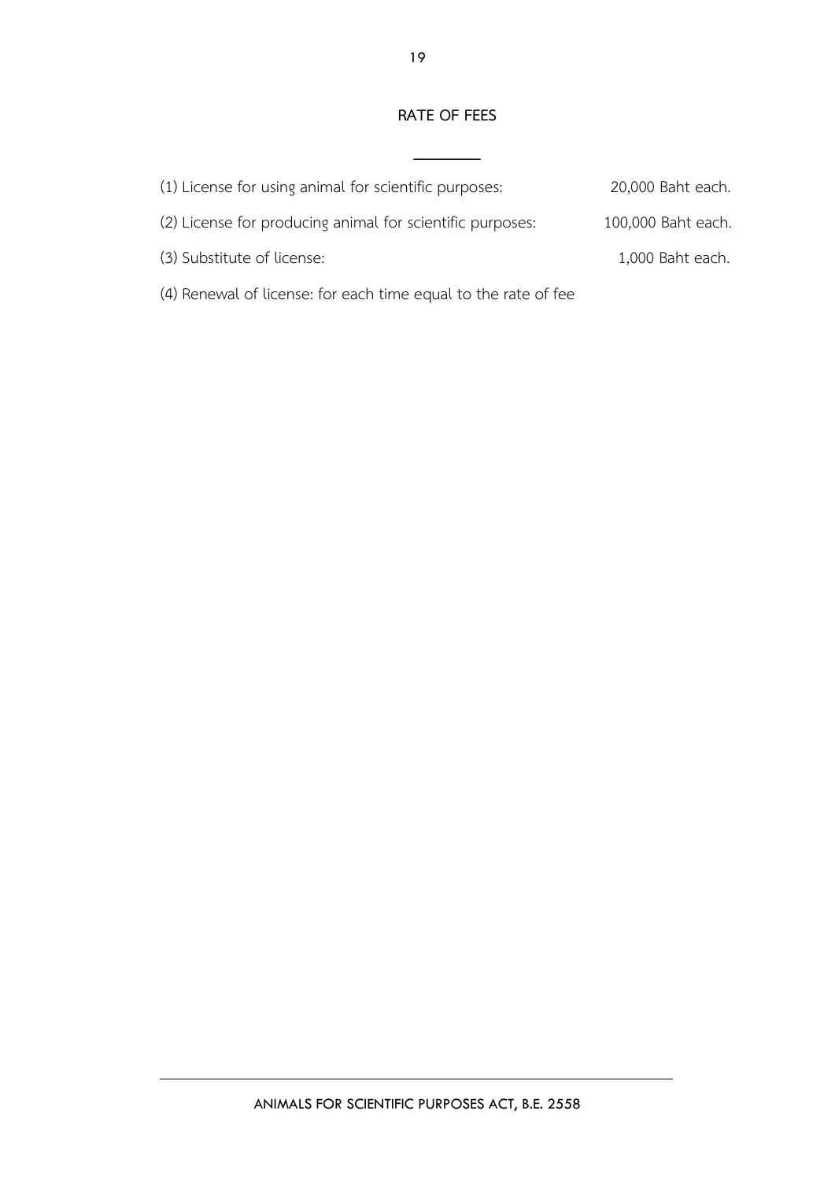## RATE OF FEES

---

(1) License for using animal for scientific purposes: 20,000 Baht each.

(2) License for producing animal for scientific purposes: 100,000 Baht each.

(3) Substitute of license: 1,000 Baht each.

(4) Renewal of license: for each time equal to the rate of fee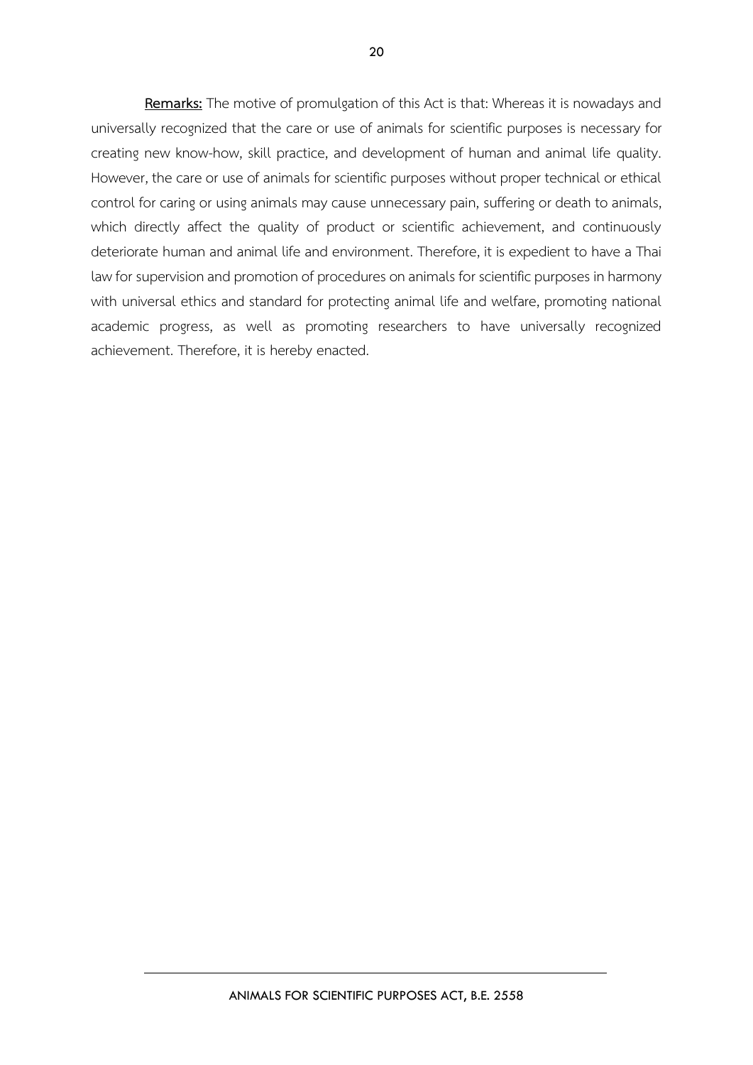**<u>Remarks:</u>** The motive of promulgation of this Act is that: Whereas it is nowadays and universally recognized that the care or use of animals for scientific purposes is necessary for creating new know-how, skill practice, and development of human and animal life quality. However, the care or use of animals for scientific purposes without proper technical or ethical control for caring or using animals may cause unnecessary pain, suffering or death to animals, which directly affect the quality of product or scientific achievement, and continuously deteriorate human and animal life and environment. Therefore, it is expedient to have a Thai law for supervision and promotion of procedures on animals for scientific purposes in harmony with universal ethics and standard for protecting animal life and welfare, promoting national academic progress, as well as promoting researchers to have universally recognized achievement. Therefore, it is hereby enacted.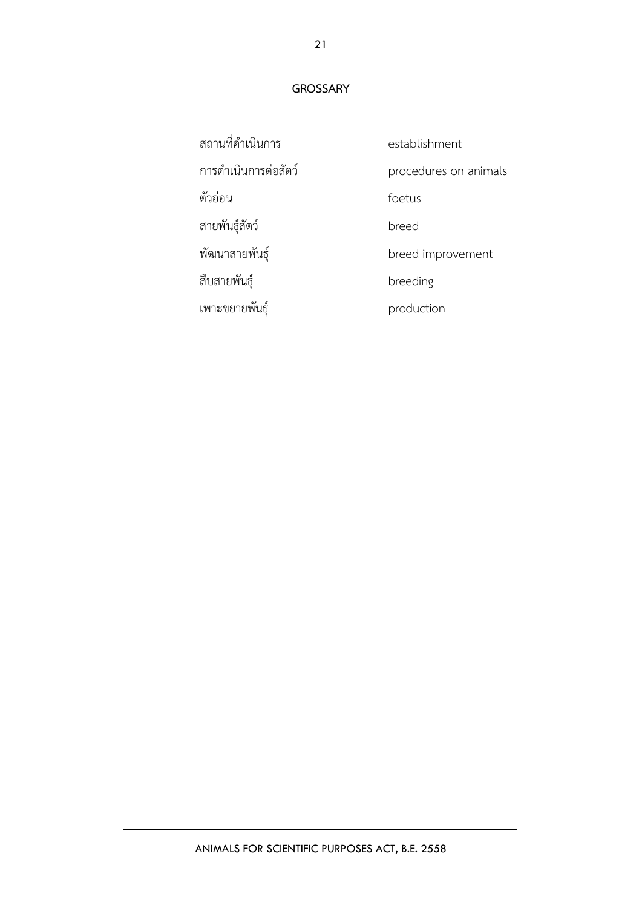## GROSSARY

| | |
|---|---|
| สถานที่ดำเนินการ | establishment |
| การดำเนินการต่อสัตว์ | procedures on animals |
| ตัวอ่อน | foetus |
| สายพันธุ์สัตว์ | breed |
| พัฒนาสายพันธุ์ | breed improvement |
| สืบสายพันธุ์ | breeding |
| เพาะขยายพันธุ์ | production |